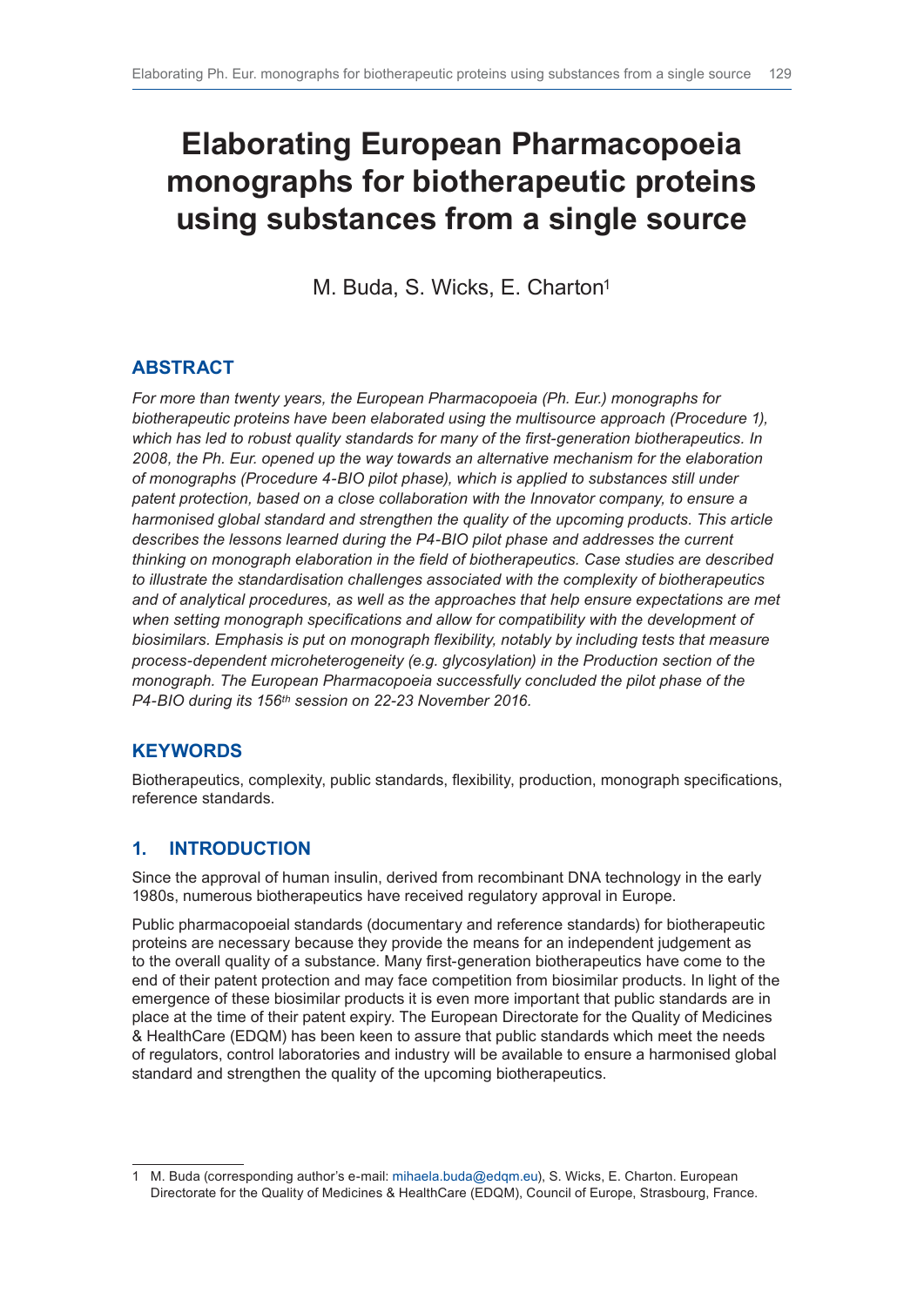# Elaborating European Pharmacopoeia monographs for biotherapeutic proteins using substances from a single source

M. Buda, S. Wicks, E. Charton[1]

## ABSTRACT

*For more than twenty years, the European Pharmacopoeia (Ph. Eur.) monographs for biotherapeutic proteins have been elaborated using the multisource approach (Procedure 1), which has led to robust quality standards for many of the first-generation biotherapeutics. In 2008, the Ph. Eur. opened up the way towards an alternative mechanism for the elaboration of monographs (Procedure 4-BIO pilot phase), which is applied to substances still under patent protection, based on a close collaboration with the Innovator company, to ensure a harmonised global standard and strengthen the quality of the upcoming products. This article describes the lessons learned during the P4-BIO pilot phase and addresses the current thinking on monograph elaboration in the field of biotherapeutics. Case studies are described to illustrate the standardisation challenges associated with the complexity of biotherapeutics and of analytical procedures, as well as the approaches that help ensure expectations are met when setting monograph specifications and allow for compatibility with the development of biosimilars. Emphasis is put on monograph flexibility, notably by including tests that measure process-dependent microheterogeneity (e.g. glycosylation) in the Production section of the monograph. The European Pharmacopoeia successfully concluded the pilot phase of the P4-BIO during its 156th session on 22-23 November 2016.*

## KEYWORDS

Biotherapeutics, complexity, public standards, flexibility, production, monograph specifications, reference standards.

## 1. INTRODUCTION

Since the approval of human insulin, derived from recombinant DNA technology in the early 1980s, numerous biotherapeutics have received regulatory approval in Europe.

Public pharmacopoeial standards (documentary and reference standards) for biotherapeutic proteins are necessary because they provide the means for an independent judgement as to the overall quality of a substance. Many first-generation biotherapeutics have come to the end of their patent protection and may face competition from biosimilar products. In light of the emergence of these biosimilar products it is even more important that public standards are in place at the time of their patent expiry. The European Directorate for the Quality of Medicines & HealthCare (EDQM) has been keen to assure that public standards which meet the needs of regulators, control laboratories and industry will be available to ensure a harmonised global standard and strengthen the quality of the upcoming biotherapeutics.

---

[1] M. Buda (corresponding author's e-mail: mihaela.buda@edqm.eu), S. Wicks, E. Charton. European Directorate for the Quality of Medicines & HealthCare (EDQM), Council of Europe, Strasbourg, France.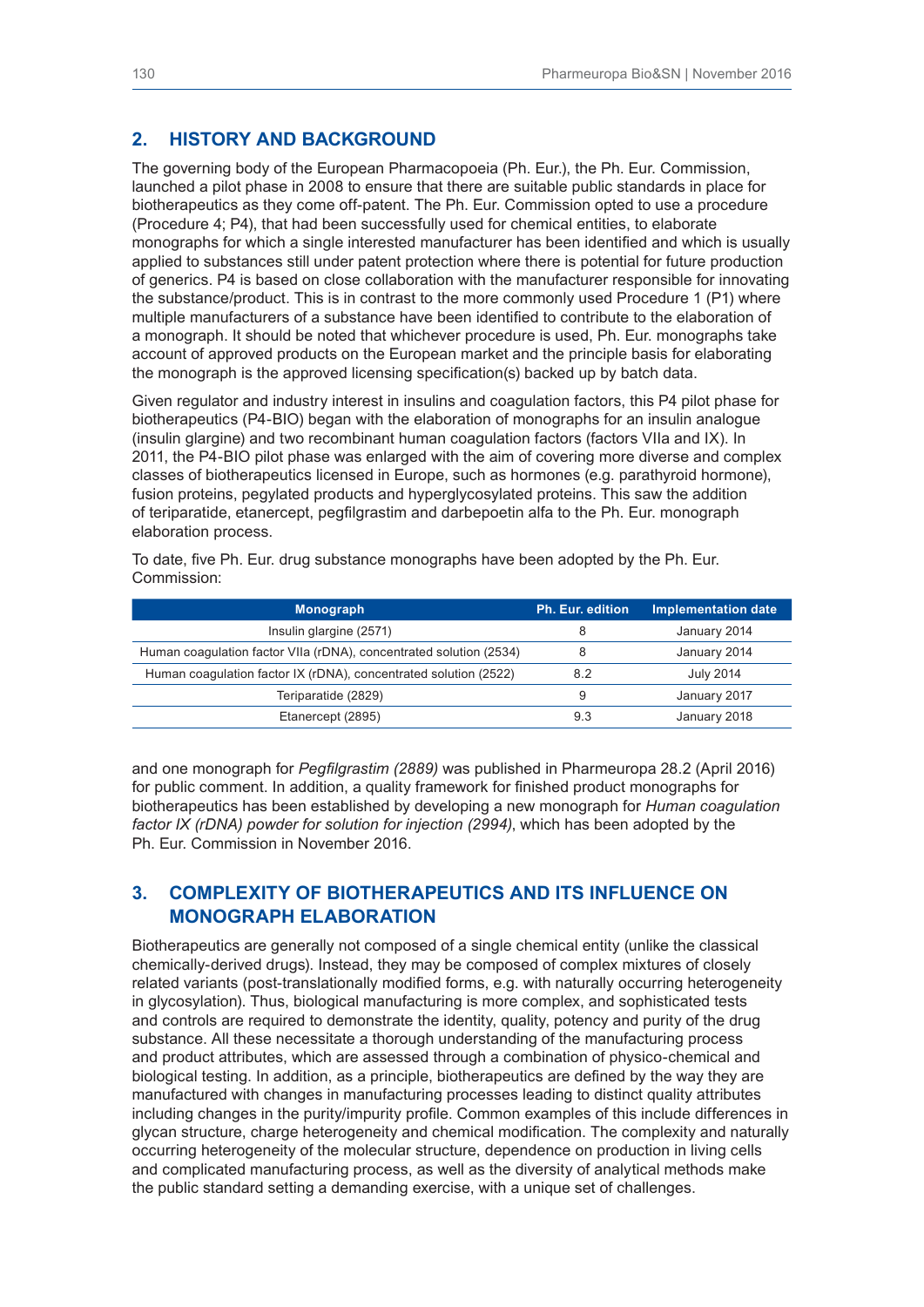## 2. HISTORY AND BACKGROUND

The governing body of the European Pharmacopoeia (Ph. Eur.), the Ph. Eur. Commission, launched a pilot phase in 2008 to ensure that there are suitable public standards in place for biotherapeutics as they come off-patent. The Ph. Eur. Commission opted to use a procedure (Procedure 4; P4), that had been successfully used for chemical entities, to elaborate monographs for which a single interested manufacturer has been identified and which is usually applied to substances still under patent protection where there is potential for future production of generics. P4 is based on close collaboration with the manufacturer responsible for innovating the substance/product. This is in contrast to the more commonly used Procedure 1 (P1) where multiple manufacturers of a substance have been identified to contribute to the elaboration of a monograph. It should be noted that whichever procedure is used, Ph. Eur. monographs take account of approved products on the European market and the principle basis for elaborating the monograph is the approved licensing specification(s) backed up by batch data.

Given regulator and industry interest in insulins and coagulation factors, this P4 pilot phase for biotherapeutics (P4-BIO) began with the elaboration of monographs for an insulin analogue (insulin glargine) and two recombinant human coagulation factors (factors VIIa and IX). In 2011, the P4-BIO pilot phase was enlarged with the aim of covering more diverse and complex classes of biotherapeutics licensed in Europe, such as hormones (e.g. parathyroid hormone), fusion proteins, pegylated products and hyperglycosylated proteins. This saw the addition of teriparatide, etanercept, pegfilgrastim and darbepoetin alfa to the Ph. Eur. monograph elaboration process.

To date, five Ph. Eur. drug substance monographs have been adopted by the Ph. Eur. Commission:

| Monograph | Ph. Eur. edition | Implementation date |
|---|---|---|
| Insulin glargine (2571) | 8 | January 2014 |
| Human coagulation factor VIIa (rDNA), concentrated solution (2534) | 8 | January 2014 |
| Human coagulation factor IX (rDNA), concentrated solution (2522) | 8.2 | July 2014 |
| Teriparatide (2829) | 9 | January 2017 |
| Etanercept (2895) | 9.3 | January 2018 |

and one monograph for *Pegfilgrastim (2889)* was published in Pharmeuropa 28.2 (April 2016) for public comment. In addition, a quality framework for finished product monographs for biotherapeutics has been established by developing a new monograph for *Human coagulation factor IX (rDNA) powder for solution for injection (2994)*, which has been adopted by the Ph. Eur. Commission in November 2016.

## 3. COMPLEXITY OF BIOTHERAPEUTICS AND ITS INFLUENCE ON MONOGRAPH ELABORATION

Biotherapeutics are generally not composed of a single chemical entity (unlike the classical chemically-derived drugs). Instead, they may be composed of complex mixtures of closely related variants (post-translationally modified forms, e.g. with naturally occurring heterogeneity in glycosylation). Thus, biological manufacturing is more complex, and sophisticated tests and controls are required to demonstrate the identity, quality, potency and purity of the drug substance. All these necessitate a thorough understanding of the manufacturing process and product attributes, which are assessed through a combination of physico-chemical and biological testing. In addition, as a principle, biotherapeutics are defined by the way they are manufactured with changes in manufacturing processes leading to distinct quality attributes including changes in the purity/impurity profile. Common examples of this include differences in glycan structure, charge heterogeneity and chemical modification. The complexity and naturally occurring heterogeneity of the molecular structure, dependence on production in living cells and complicated manufacturing process, as well as the diversity of analytical methods make the public standard setting a demanding exercise, with a unique set of challenges.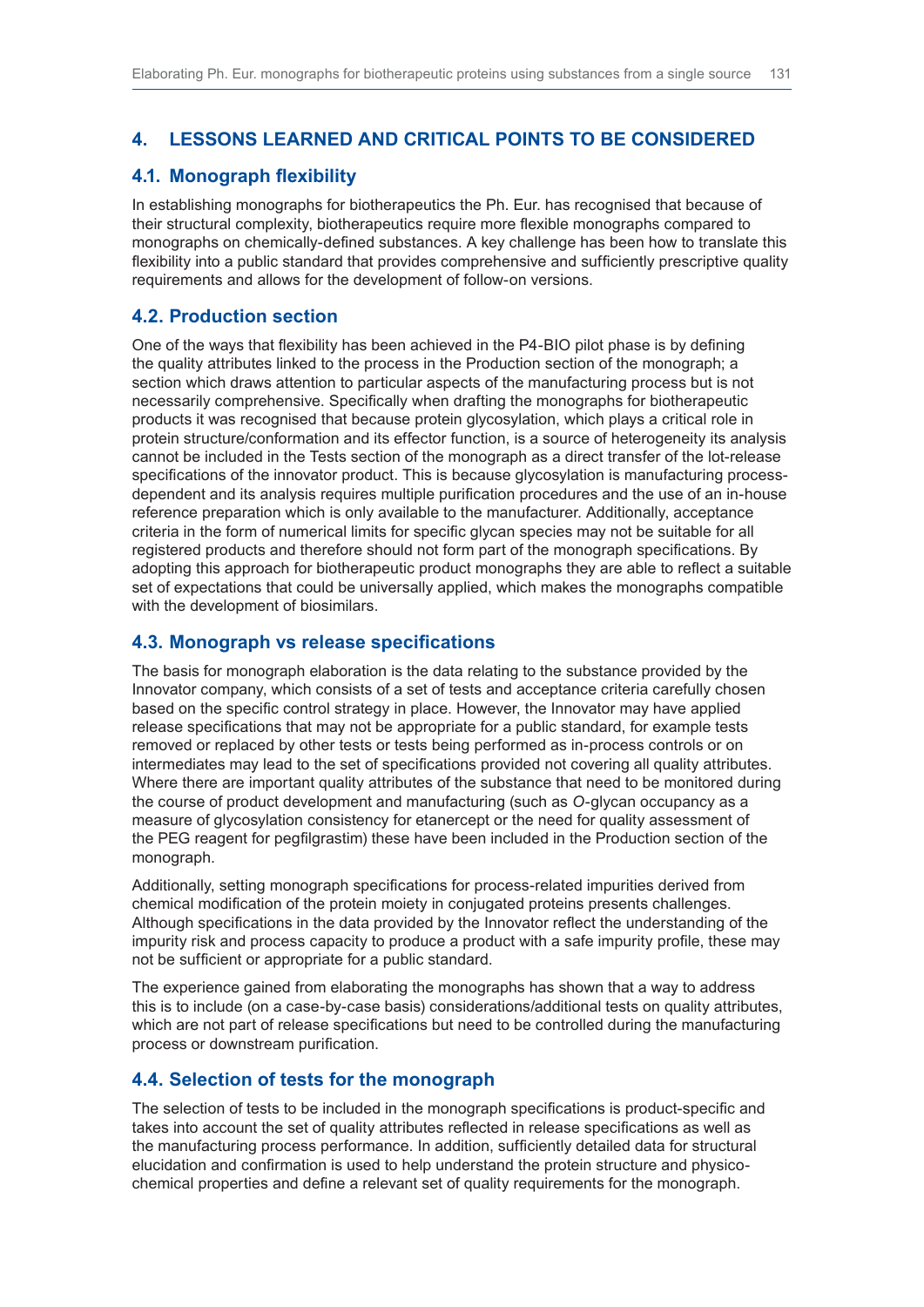## 4. LESSONS LEARNED AND CRITICAL POINTS TO BE CONSIDERED

### 4.1. Monograph flexibility

In establishing monographs for biotherapeutics the Ph. Eur. has recognised that because of their structural complexity, biotherapeutics require more flexible monographs compared to monographs on chemically-defined substances. A key challenge has been how to translate this flexibility into a public standard that provides comprehensive and sufficiently prescriptive quality requirements and allows for the development of follow-on versions.

### 4.2. Production section

One of the ways that flexibility has been achieved in the P4-BIO pilot phase is by defining the quality attributes linked to the process in the Production section of the monograph; a section which draws attention to particular aspects of the manufacturing process but is not necessarily comprehensive. Specifically when drafting the monographs for biotherapeutic products it was recognised that because protein glycosylation, which plays a critical role in protein structure/conformation and its effector function, is a source of heterogeneity its analysis cannot be included in the Tests section of the monograph as a direct transfer of the lot-release specifications of the innovator product. This is because glycosylation is manufacturing process-dependent and its analysis requires multiple purification procedures and the use of an in-house reference preparation which is only available to the manufacturer. Additionally, acceptance criteria in the form of numerical limits for specific glycan species may not be suitable for all registered products and therefore should not form part of the monograph specifications. By adopting this approach for biotherapeutic product monographs they are able to reflect a suitable set of expectations that could be universally applied, which makes the monographs compatible with the development of biosimilars.

### 4.3. Monograph vs release specifications

The basis for monograph elaboration is the data relating to the substance provided by the Innovator company, which consists of a set of tests and acceptance criteria carefully chosen based on the specific control strategy in place. However, the Innovator may have applied release specifications that may not be appropriate for a public standard, for example tests removed or replaced by other tests or tests being performed as in-process controls or on intermediates may lead to the set of specifications provided not covering all quality attributes. Where there are important quality attributes of the substance that need to be monitored during the course of product development and manufacturing (such as *O*-glycan occupancy as a measure of glycosylation consistency for etanercept or the need for quality assessment of the PEG reagent for pegfilgrastim) these have been included in the Production section of the monograph.

Additionally, setting monograph specifications for process-related impurities derived from chemical modification of the protein moiety in conjugated proteins presents challenges. Although specifications in the data provided by the Innovator reflect the understanding of the impurity risk and process capacity to produce a product with a safe impurity profile, these may not be sufficient or appropriate for a public standard.

The experience gained from elaborating the monographs has shown that a way to address this is to include (on a case-by-case basis) considerations/additional tests on quality attributes, which are not part of release specifications but need to be controlled during the manufacturing process or downstream purification.

### 4.4. Selection of tests for the monograph

The selection of tests to be included in the monograph specifications is product-specific and takes into account the set of quality attributes reflected in release specifications as well as the manufacturing process performance. In addition, sufficiently detailed data for structural elucidation and confirmation is used to help understand the protein structure and physico-chemical properties and define a relevant set of quality requirements for the monograph.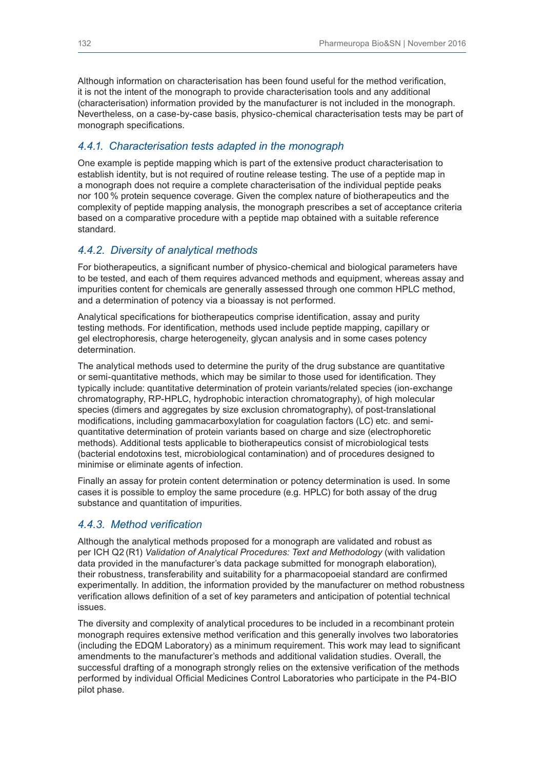Although information on characterisation has been found useful for the method verification, it is not the intent of the monograph to provide characterisation tools and any additional (characterisation) information provided by the manufacturer is not included in the monograph. Nevertheless, on a case-by-case basis, physico-chemical characterisation tests may be part of monograph specifications.

### *4.4.1. Characterisation tests adapted in the monograph*

One example is peptide mapping which is part of the extensive product characterisation to establish identity, but is not required of routine release testing. The use of a peptide map in a monograph does not require a complete characterisation of the individual peptide peaks nor 100 % protein sequence coverage. Given the complex nature of biotherapeutics and the complexity of peptide mapping analysis, the monograph prescribes a set of acceptance criteria based on a comparative procedure with a peptide map obtained with a suitable reference standard.

### *4.4.2. Diversity of analytical methods*

For biotherapeutics, a significant number of physico-chemical and biological parameters have to be tested, and each of them requires advanced methods and equipment, whereas assay and impurities content for chemicals are generally assessed through one common HPLC method, and a determination of potency via a bioassay is not performed.

Analytical specifications for biotherapeutics comprise identification, assay and purity testing methods. For identification, methods used include peptide mapping, capillary or gel electrophoresis, charge heterogeneity, glycan analysis and in some cases potency determination.

The analytical methods used to determine the purity of the drug substance are quantitative or semi-quantitative methods, which may be similar to those used for identification. They typically include: quantitative determination of protein variants/related species (ion-exchange chromatography, RP-HPLC, hydrophobic interaction chromatography), of high molecular species (dimers and aggregates by size exclusion chromatography), of post-translational modifications, including gammacarboxylation for coagulation factors (LC) etc. and semi-quantitative determination of protein variants based on charge and size (electrophoretic methods). Additional tests applicable to biotherapeutics consist of microbiological tests (bacterial endotoxins test, microbiological contamination) and of procedures designed to minimise or eliminate agents of infection.

Finally an assay for protein content determination or potency determination is used. In some cases it is possible to employ the same procedure (e.g. HPLC) for both assay of the drug substance and quantitation of impurities.

### *4.4.3. Method verification*

Although the analytical methods proposed for a monograph are validated and robust as per ICH Q2 (R1) *Validation of Analytical Procedures: Text and Methodology* (with validation data provided in the manufacturer's data package submitted for monograph elaboration), their robustness, transferability and suitability for a pharmacopoeial standard are confirmed experimentally. In addition, the information provided by the manufacturer on method robustness verification allows definition of a set of key parameters and anticipation of potential technical issues.

The diversity and complexity of analytical procedures to be included in a recombinant protein monograph requires extensive method verification and this generally involves two laboratories (including the EDQM Laboratory) as a minimum requirement. This work may lead to significant amendments to the manufacturer's methods and additional validation studies. Overall, the successful drafting of a monograph strongly relies on the extensive verification of the methods performed by individual Official Medicines Control Laboratories who participate in the P4-BIO pilot phase.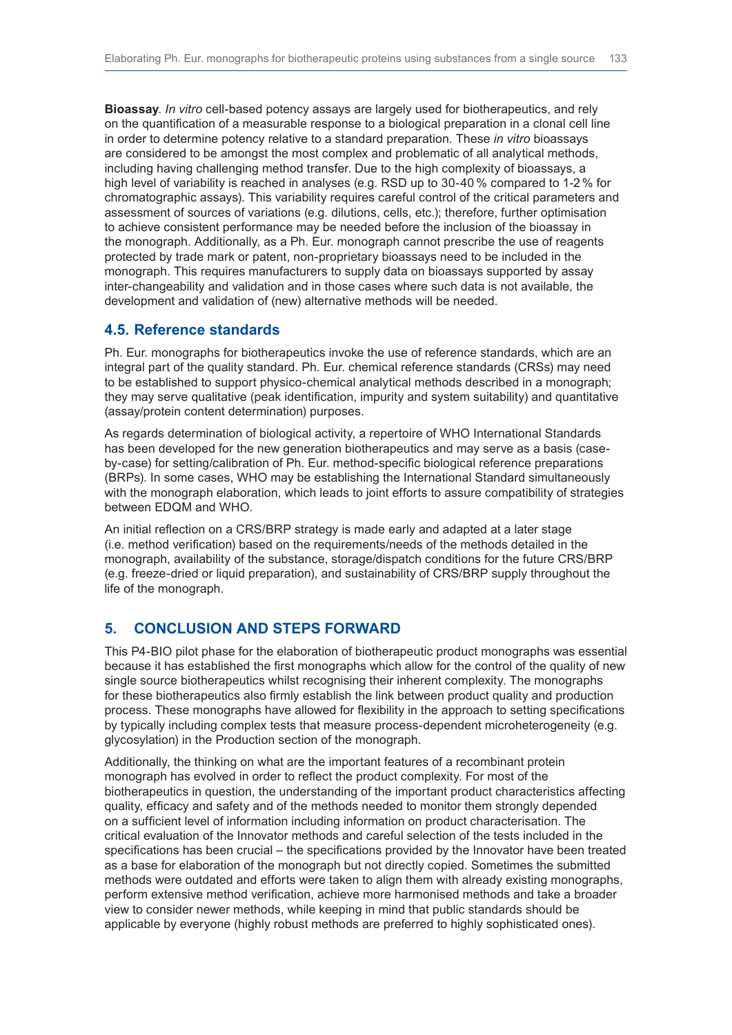**Bioassay**. *In vitro* cell-based potency assays are largely used for biotherapeutics, and rely on the quantification of a measurable response to a biological preparation in a clonal cell line in order to determine potency relative to a standard preparation. These *in vitro* bioassays are considered to be amongst the most complex and problematic of all analytical methods, including having challenging method transfer. Due to the high complexity of bioassays, a high level of variability is reached in analyses (e.g. RSD up to 30-40 % compared to 1-2 % for chromatographic assays). This variability requires careful control of the critical parameters and assessment of sources of variations (e.g. dilutions, cells, etc.); therefore, further optimisation to achieve consistent performance may be needed before the inclusion of the bioassay in the monograph. Additionally, as a Ph. Eur. monograph cannot prescribe the use of reagents protected by trade mark or patent, non-proprietary bioassays need to be included in the monograph. This requires manufacturers to supply data on bioassays supported by assay inter-changeability and validation and in those cases where such data is not available, the development and validation of (new) alternative methods will be needed.

### 4.5. Reference standards

Ph. Eur. monographs for biotherapeutics invoke the use of reference standards, which are an integral part of the quality standard. Ph. Eur. chemical reference standards (CRSs) may need to be established to support physico-chemical analytical methods described in a monograph; they may serve qualitative (peak identification, impurity and system suitability) and quantitative (assay/protein content determination) purposes.

As regards determination of biological activity, a repertoire of WHO International Standards has been developed for the new generation biotherapeutics and may serve as a basis (case-by-case) for setting/calibration of Ph. Eur. method-specific biological reference preparations (BRPs). In some cases, WHO may be establishing the International Standard simultaneously with the monograph elaboration, which leads to joint efforts to assure compatibility of strategies between EDQM and WHO.

An initial reflection on a CRS/BRP strategy is made early and adapted at a later stage (i.e. method verification) based on the requirements/needs of the methods detailed in the monograph, availability of the substance, storage/dispatch conditions for the future CRS/BRP (e.g. freeze-dried or liquid preparation), and sustainability of CRS/BRP supply throughout the life of the monograph.

## 5. CONCLUSION AND STEPS FORWARD

This P4-BIO pilot phase for the elaboration of biotherapeutic product monographs was essential because it has established the first monographs which allow for the control of the quality of new single source biotherapeutics whilst recognising their inherent complexity. The monographs for these biotherapeutics also firmly establish the link between product quality and production process. These monographs have allowed for flexibility in the approach to setting specifications by typically including complex tests that measure process-dependent microheterogeneity (e.g. glycosylation) in the Production section of the monograph.

Additionally, the thinking on what are the important features of a recombinant protein monograph has evolved in order to reflect the product complexity. For most of the biotherapeutics in question, the understanding of the important product characteristics affecting quality, efficacy and safety and of the methods needed to monitor them strongly depended on a sufficient level of information including information on product characterisation. The critical evaluation of the Innovator methods and careful selection of the tests included in the specifications has been crucial – the specifications provided by the Innovator have been treated as a base for elaboration of the monograph but not directly copied. Sometimes the submitted methods were outdated and efforts were taken to align them with already existing monographs, perform extensive method verification, achieve more harmonised methods and take a broader view to consider newer methods, while keeping in mind that public standards should be applicable by everyone (highly robust methods are preferred to highly sophisticated ones).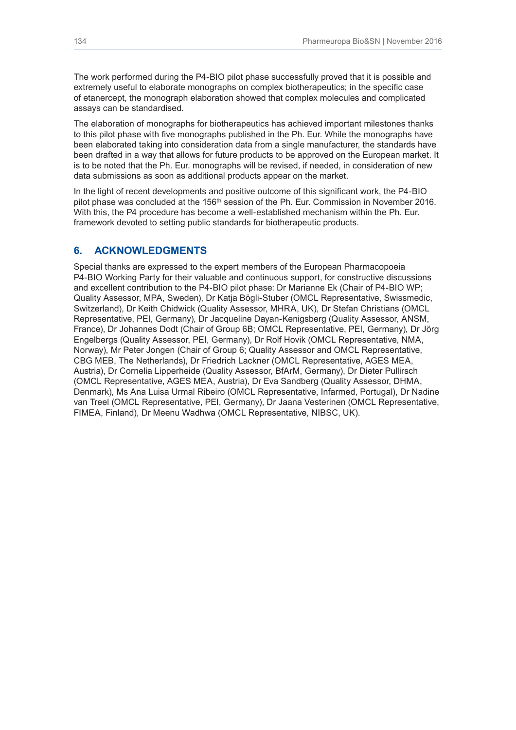The work performed during the P4-BIO pilot phase successfully proved that it is possible and extremely useful to elaborate monographs on complex biotherapeutics; in the specific case of etanercept, the monograph elaboration showed that complex molecules and complicated assays can be standardised.

The elaboration of monographs for biotherapeutics has achieved important milestones thanks to this pilot phase with five monographs published in the Ph. Eur. While the monographs have been elaborated taking into consideration data from a single manufacturer, the standards have been drafted in a way that allows for future products to be approved on the European market. It is to be noted that the Ph. Eur. monographs will be revised, if needed, in consideration of new data submissions as soon as additional products appear on the market.

In the light of recent developments and positive outcome of this significant work, the P4-BIO pilot phase was concluded at the 156th session of the Ph. Eur. Commission in November 2016. With this, the P4 procedure has become a well-established mechanism within the Ph. Eur. framework devoted to setting public standards for biotherapeutic products.

## 6. ACKNOWLEDGMENTS

Special thanks are expressed to the expert members of the European Pharmacopoeia P4-BIO Working Party for their valuable and continuous support, for constructive discussions and excellent contribution to the P4-BIO pilot phase: Dr Marianne Ek (Chair of P4-BIO WP; Quality Assessor, MPA, Sweden), Dr Katja Bögli-Stuber (OMCL Representative, Swissmedic, Switzerland), Dr Keith Chidwick (Quality Assessor, MHRA, UK), Dr Stefan Christians (OMCL Representative, PEI, Germany), Dr Jacqueline Dayan-Kenigsberg (Quality Assessor, ANSM, France), Dr Johannes Dodt (Chair of Group 6B; OMCL Representative, PEI, Germany), Dr Jörg Engelbergs (Quality Assessor, PEI, Germany), Dr Rolf Hovik (OMCL Representative, NMA, Norway), Mr Peter Jongen (Chair of Group 6; Quality Assessor and OMCL Representative, CBG MEB, The Netherlands), Dr Friedrich Lackner (OMCL Representative, AGES MEA, Austria), Dr Cornelia Lipperheide (Quality Assessor, BfArM, Germany), Dr Dieter Pullirsch (OMCL Representative, AGES MEA, Austria), Dr Eva Sandberg (Quality Assessor, DHMA, Denmark), Ms Ana Luisa Urmal Ribeiro (OMCL Representative, Infarmed, Portugal), Dr Nadine van Treel (OMCL Representative, PEI, Germany), Dr Jaana Vesterinen (OMCL Representative, FIMEA, Finland), Dr Meenu Wadhwa (OMCL Representative, NIBSC, UK).